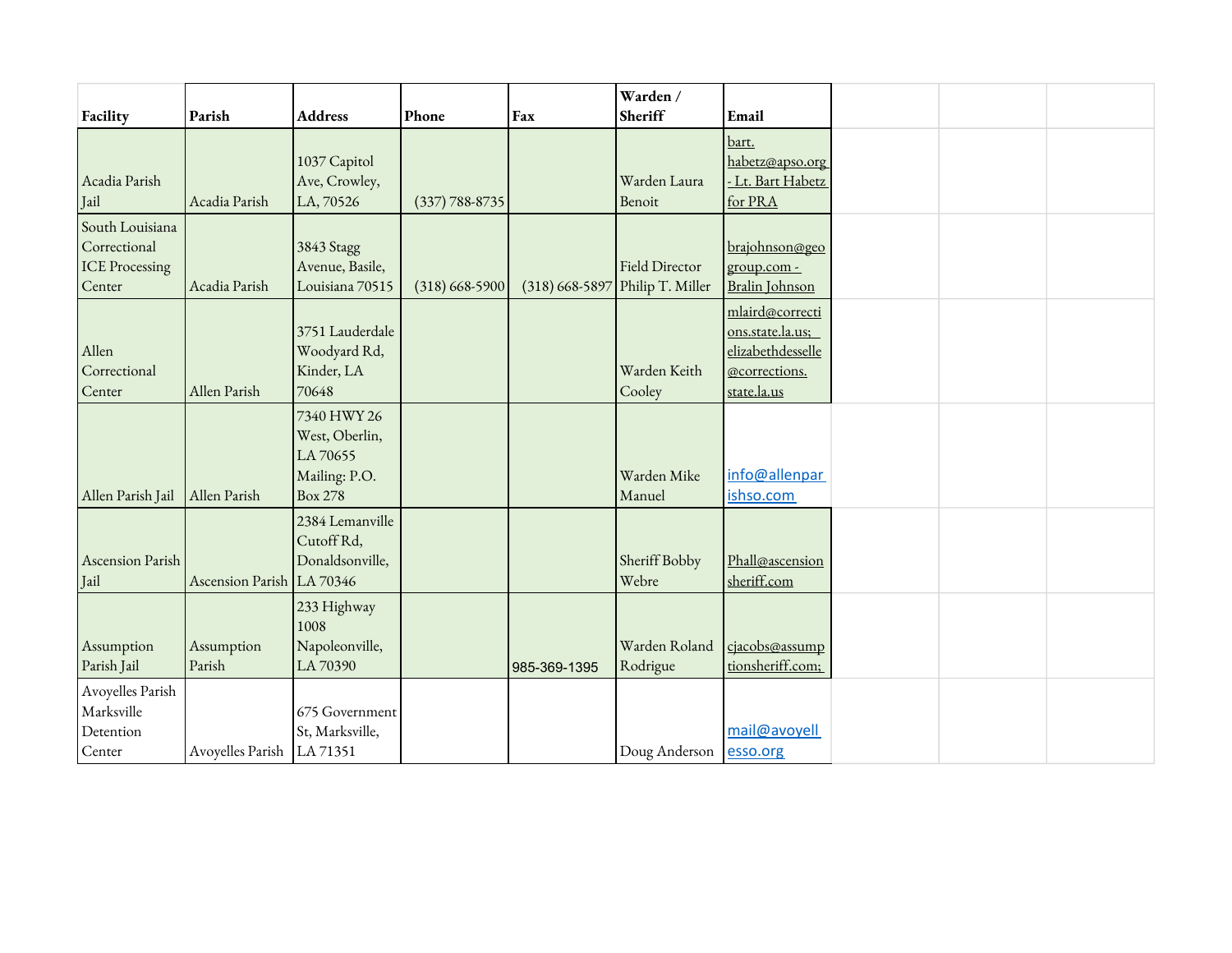| Facility | Parish | Address | Phone | Fax | Warden / Sheriff | Email |
|---|---|---|---|---|---|---|
| Acadia Parish Jail | Acadia Parish | 1037 Capitol Ave, Crowley, LA, 70526 | (337) 788-8735 | | Warden Laura Benoit | bart.habetz@apso.org - Lt. Bart Habetz for PRA |
| South Louisiana Correctional ICE Processing Center | Acadia Parish | 3843 Stagg Avenue, Basile, Louisiana 70515 | (318) 668-5900 | (318) 668-5897 | Field Director Philip T. Miller | brajohnson@geogroup.com - Bralin Johnson |
| Allen Correctional Center | Allen Parish | 3751 Lauderdale Woodyard Rd, Kinder, LA 70648 | | | Warden Keith Cooley | mlaird@corrections.state.la.us; elizabethdesselle@corrections.state.la.us |
| Allen Parish Jail | Allen Parish | 7340 HWY 26 West, Oberlin, LA 70655 Mailing: P.O. Box 278 | | | Warden Mike Manuel | info@allenparishso.com |
| Ascension Parish Jail | Ascension Parish | 2384 Lemanville Cutoff Rd, Donaldsonville, LA 70346 | | | Sheriff Bobby Webre | Phall@ascensionsheriff.com |
| Assumption Parish Jail | Assumption Parish | 233 Highway 1008 Napoleonville, LA 70390 | | 985-369-1395 | Warden Roland Rodrigue | cjacobs@assumptionsheriff.com; |
| Avoyelles Parish Marksville Detention Center | Avoyelles Parish | 675 Government St, Marksville, LA 71351 | | | Doug Anderson | mail@avoyellesso.org |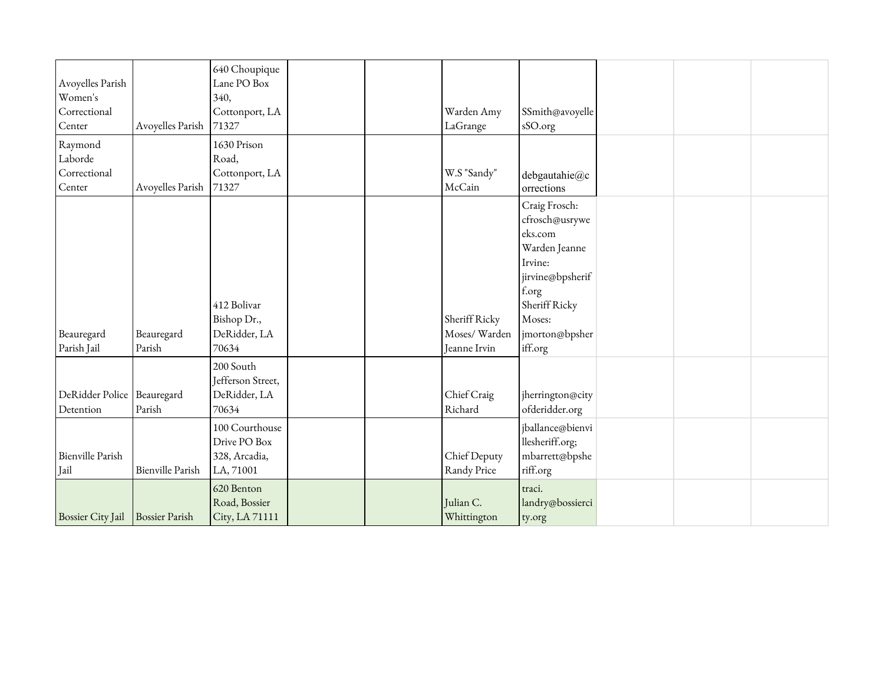| | | | | | | | | | |
|---|---|---|---|---|---|---|---|---|---|
| Avoyelles Parish Women's Correctional Center | Avoyelles Parish | 640 Choupique Lane PO Box 340, Cottonport, LA 71327 | | | Warden Amy LaGrange | SSmith@avoyellesSO.org | | | |
| Raymond Laborde Correctional Center | Avoyelles Parish | 1630 Prison Road, Cottonport, LA 71327 | | | W.S "Sandy" McCain | debgautahie@corrections | | | |
| Beauregard Parish Jail | Beauregard Parish | 412 Bolivar Bishop Dr., DeRidder, LA 70634 | | | Sheriff Ricky Moses/ Warden Jeanne Irvin | Craig Frosch: cfrosch@usryweeks.com Warden Jeanne Irvine: jirvine@bpsheriff.org Sheriff Ricky Moses: jmorton@bpsheriff.org | | | |
| DeRidder Police Detention | Beauregard Parish | 200 South Jefferson Street, DeRidder, LA 70634 | | | Chief Craig Richard | jherrington@cityofderidder.org | | | |
| Bienville Parish Jail | Bienville Parish | 100 Courthouse Drive PO Box 328, Arcadia, LA, 71001 | | | Chief Deputy Randy Price | jballance@bienvillesheriff.org; mbarrett@bpsheriff.org | | | |
| Bossier City Jail | Bossier Parish | 620 Benton Road, Bossier City, LA 71111 | | | Julian C. Whittington | traci.landry@bossiercity.org | | | |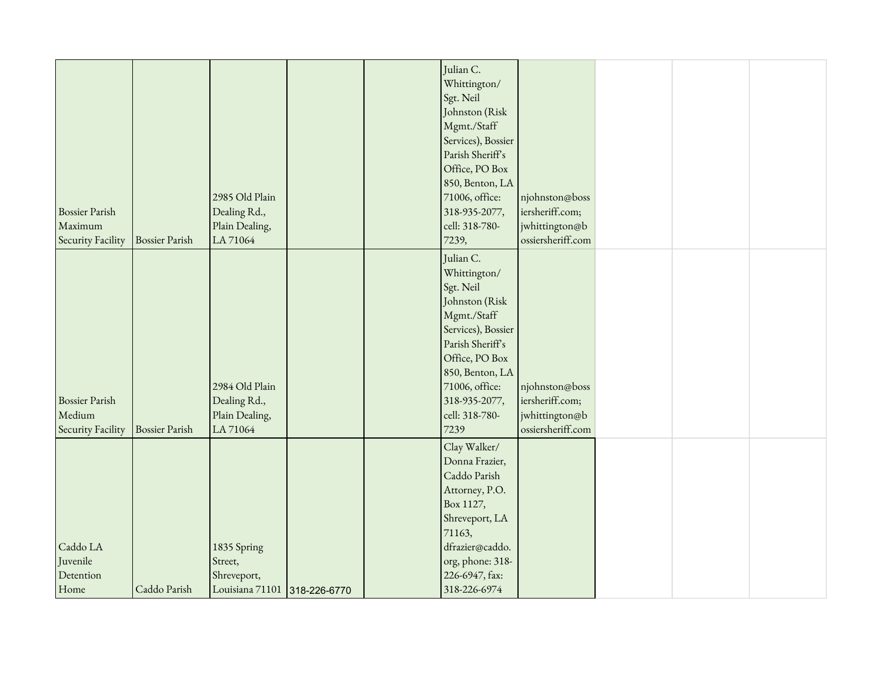| | | | | | | | | | |
|---|---|---|---|---|---|---|---|---|---|
| Bossier Parish Maximum Security Facility | Bossier Parish | 2985 Old Plain Dealing Rd., Plain Dealing, LA 71064 | | | Julian C. Whittington/ Sgt. Neil Johnston (Risk Mgmt./Staff Services), Bossier Parish Sheriff's Office, PO Box 850, Benton, LA 71006, office: 318-935-2077, cell: 318-780-7239, | njohnston@bossiersheriff.com; jwhittington@bossiersheriff.com | | | |
| Bossier Parish Medium Security Facility | Bossier Parish | 2984 Old Plain Dealing Rd., Plain Dealing, LA 71064 | | | Julian C. Whittington/ Sgt. Neil Johnston (Risk Mgmt./Staff Services), Bossier Parish Sheriff's Office, PO Box 850, Benton, LA 71006, office: 318-935-2077, cell: 318-780-7239 | njohnston@bossiersheriff.com; jwhittington@bossiersheriff.com | | | |
| Caddo LA Juvenile Detention Home | Caddo Parish | 1835 Spring Street, Shreveport, Louisiana 71101 | 318-226-6770 | | Clay Walker/ Donna Frazier, Caddo Parish Attorney, P.O. Box 1127, Shreveport, LA 71163, dfrazier@caddo.org, phone: 318-226-6947, fax: 318-226-6974 | | | | |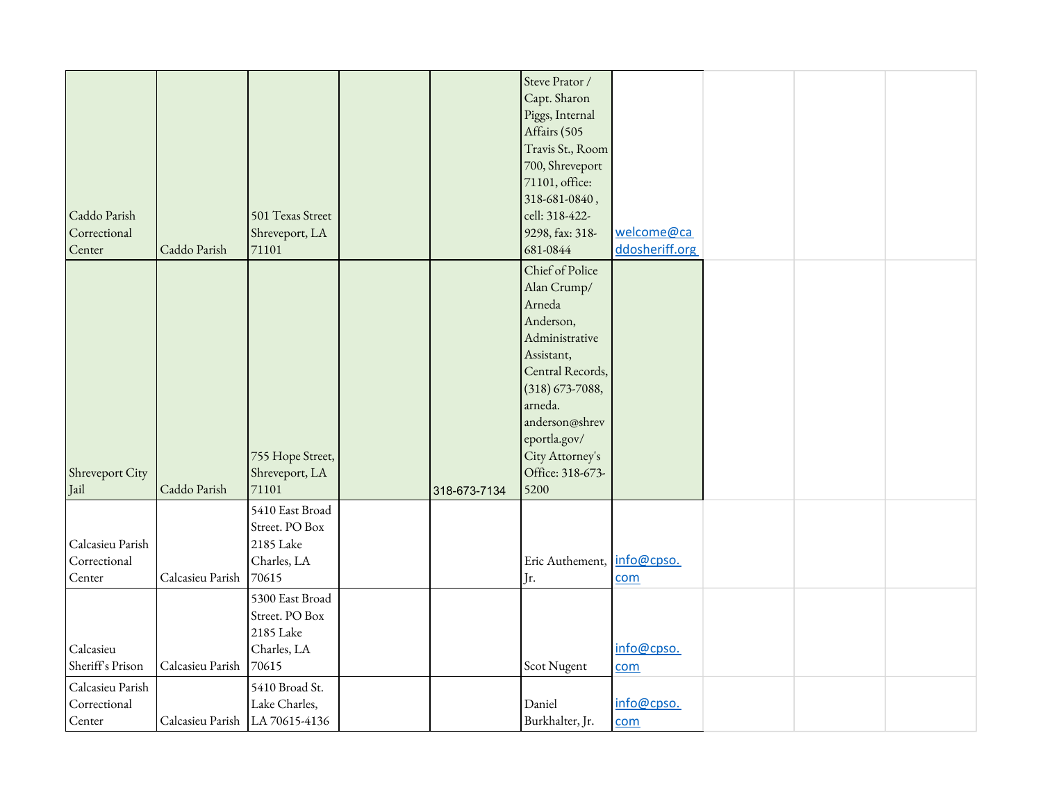| | | | | | | | | | |
|---|---|---|---|---|---|---|---|---|---|
| Caddo Parish Correctional Center | Caddo Parish | 501 Texas Street Shreveport, LA 71101 | | | Steve Prator / Capt. Sharon Piggs, Internal Affairs (505 Travis St., Room 700, Shreveport 71101, office: 318-681-0840 , cell: 318-422-9298, fax: 318-681-0844 | welcome@caddosheriff.org | | | |
| Shreveport City Jail | Caddo Parish | 755 Hope Street, Shreveport, LA 71101 | | 318-673-7134 | Chief of Police Alan Crump/ Arneda Anderson, Administrative Assistant, Central Records, (318) 673-7088, arneda.anderson@shreveportla.gov/ City Attorney's Office: 318-673-5200 | | | | |
| Calcasieu Parish Correctional Center | Calcasieu Parish | 5410 East Broad Street. PO Box 2185 Lake Charles, LA 70615 | | | Eric Authement, Jr. | info@cpso.com | | | |
| Calcasieu Sheriff's Prison | Calcasieu Parish | 5300 East Broad Street. PO Box 2185 Lake Charles, LA 70615 | | | Scot Nugent | info@cpso.com | | | |
| Calcasieu Parish Correctional Center | Calcasieu Parish | 5410 Broad St. Lake Charles, LA 70615-4136 | | | Daniel Burkhalter, Jr. | info@cpso.com | | | |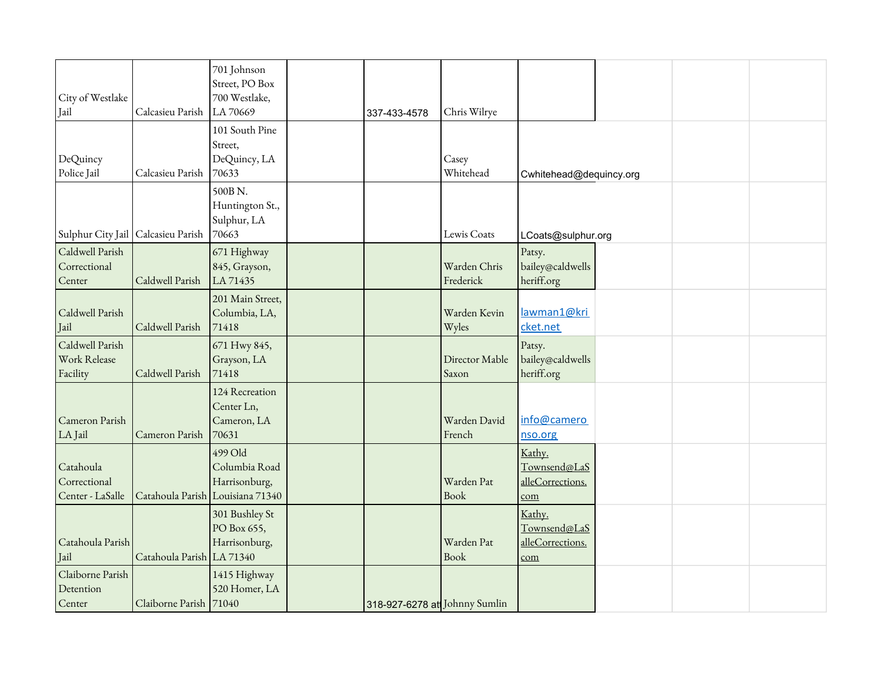| | | | | | | | | | |
|---|---|---|---|---|---|---|---|---|---|
| City of Westlake Jail | Calcasieu Parish | 701 Johnson Street, PO Box 700 Westlake, LA 70669 | | 337-433-4578 | Chris Wilrye | | | | |
| DeQuincy Police Jail | Calcasieu Parish | 101 South Pine Street, DeQuincy, LA 70633 | | | Casey Whitehead | Cwhitehead@dequincy.org | | | |
| Sulphur City Jail | Calcasieu Parish | 500B N. Huntington St., Sulphur, LA 70663 | | | Lewis Coats | LCoats@sulphur.org | | | |
| Caldwell Parish Correctional Center | Caldwell Parish | 671 Highway 845, Grayson, LA 71435 | | | Warden Chris Frederick | Patsy.bailey@caldwellsheriff.org | | | |
| Caldwell Parish Jail | Caldwell Parish | 201 Main Street, Columbia, LA, 71418 | | | Warden Kevin Wyles | lawman1@kricket.net | | | |
| Caldwell Parish Work Release Facility | Caldwell Parish | 671 Hwy 845, Grayson, LA 71418 | | | Director Mable Saxon | Patsy.bailey@caldwellsheriff.org | | | |
| Cameron Parish LA Jail | Cameron Parish | 124 Recreation Center Ln, Cameron, LA 70631 | | | Warden David French | info@cameronso.org | | | |
| Catahoula Correctional Center - LaSalle | Catahoula Parish | 499 Old Columbia Road Harrisonburg, Louisiana 71340 | | | Warden Pat Book | Kathy.Townsend@LaSalleCorrections.com | | | |
| Catahoula Parish Jail | Catahoula Parish | 301 Bushley St PO Box 655, Harrisonburg, LA 71340 | | | Warden Pat Book | Kathy.Townsend@LaSalleCorrections.com | | | |
| Claiborne Parish Detention Center | Claiborne Parish | 1415 Highway 520 Homer, LA 71040 | | 318-927-6278 at | Johnny Sumlin | | | | |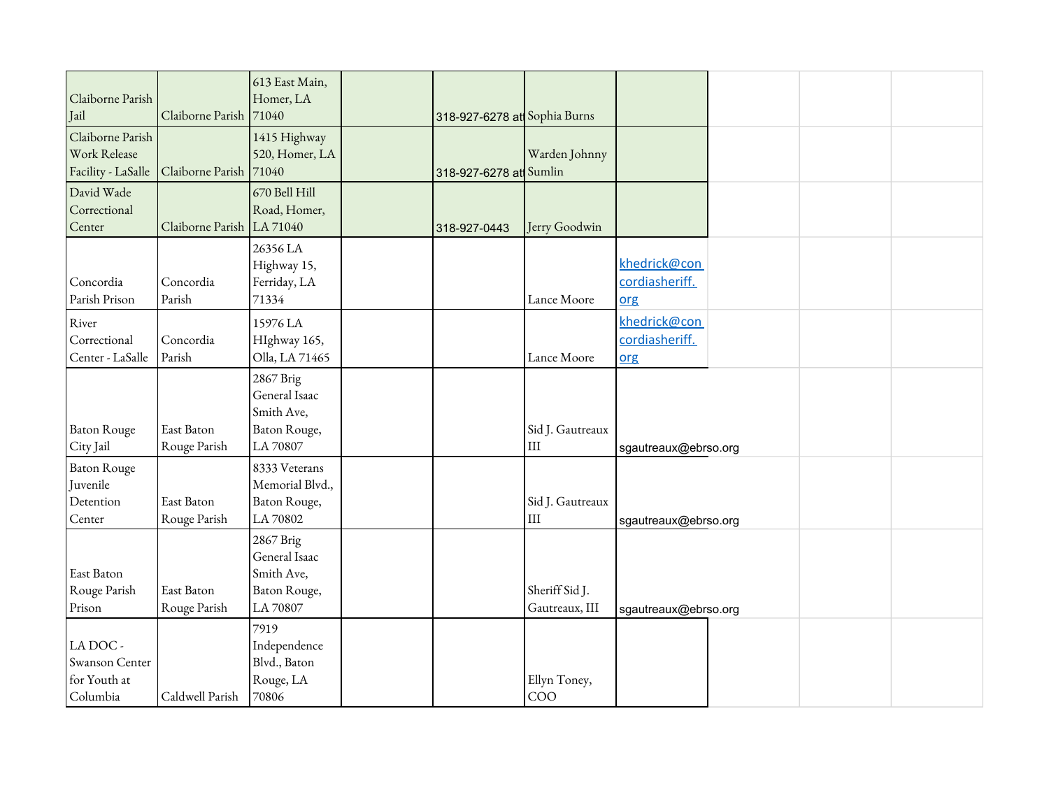| | | | | | | | | | |
|---|---|---|---|---|---|---|---|---|---|
| Claiborne Parish Jail | Claiborne Parish | 613 East Main, Homer, LA 71040 | | 318-927-6278 at | Sophia Burns | | | | |
| Claiborne Parish Work Release Facility - LaSalle | Claiborne Parish | 1415 Highway 520, Homer, LA 71040 | | 318-927-6278 at | Warden Johnny Sumlin | | | | |
| David Wade Correctional Center | Claiborne Parish | 670 Bell Hill Road, Homer, LA 71040 | | 318-927-0443 | Jerry Goodwin | | | | |
| Concordia Parish Prison | Concordia Parish | 26356 LA Highway 15, Ferriday, LA 71334 | | | Lance Moore | khedrick@concordiasheriff.org | | | |
| River Correctional Center - LaSalle | Concordia Parish | 15976 LA HIghway 165, Olla, LA 71465 | | | Lance Moore | khedrick@concordiasheriff.org | | | |
| Baton Rouge City Jail | East Baton Rouge Parish | 2867 Brig General Isaac Smith Ave, Baton Rouge, LA 70807 | | | Sid J. Gautreaux III | sgautreaux@ebrso.org | | | |
| Baton Rouge Juvenile Detention Center | East Baton Rouge Parish | 8333 Veterans Memorial Blvd., Baton Rouge, LA 70802 | | | Sid J. Gautreaux III | sgautreaux@ebrso.org | | | |
| East Baton Rouge Parish Prison | East Baton Rouge Parish | 2867 Brig General Isaac Smith Ave, Baton Rouge, LA 70807 | | | Sheriff Sid J. Gautreaux, III | sgautreaux@ebrso.org | | | |
| LA DOC - Swanson Center for Youth at Columbia | Caldwell Parish | 7919 Independence Blvd., Baton Rouge, LA 70806 | | | Ellyn Toney, COO | | | | |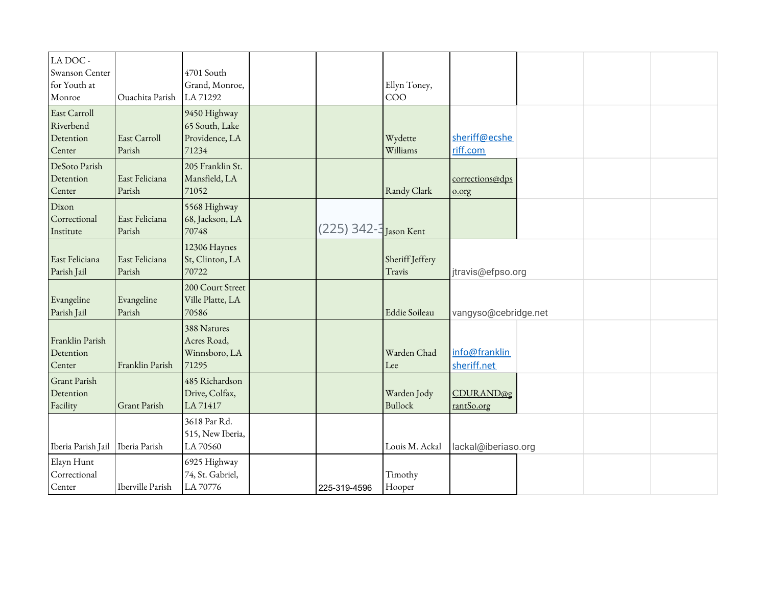| | | | | | | | | | |
|---|---|---|---|---|---|---|---|---|---|
| LA DOC - Swanson Center for Youth at Monroe | Ouachita Parish | 4701 South Grand, Monroe, LA 71292 | | | Ellyn Toney, COO | | | | |
| East Carroll Riverbend Detention Center | East Carroll Parish | 9450 Highway 65 South, Lake Providence, LA 71234 | | | Wydette Williams | sheriff@ecsheriff.com | | | |
| DeSoto Parish Detention Center | East Feliciana Parish | 205 Franklin St. Mansfield, LA 71052 | | | Randy Clark | corrections@dpso.org | | | |
| Dixon Correctional Institute | East Feliciana Parish | 5568 Highway 68, Jackson, LA 70748 | | (225) 342-3 | Jason Kent | | | | |
| East Feliciana Parish Jail | East Feliciana Parish | 12306 Haynes St, Clinton, LA 70722 | | | Sheriff Jeffery Travis | jtravis@efpso.org | | | |
| Evangeline Parish Jail | Evangeline Parish | 200 Court Street Ville Platte, LA 70586 | | | Eddie Soileau | vangyso@cebridge.net | | | |
| Franklin Parish Detention Center | Franklin Parish | 388 Natures Acres Road, Winnsboro, LA 71295 | | | Warden Chad Lee | info@franklinsheriff.net | | | |
| Grant Parish Detention Facility | Grant Parish | 485 Richardson Drive, Colfax, LA 71417 | | | Warden Jody Bullock | CDURAND@grantSo.org | | | |
| Iberia Parish Jail | Iberia Parish | 3618 Par Rd. 515, New Iberia, LA 70560 | | | Louis M. Ackal | lackal@iberiaso.org | | | |
| Elayn Hunt Correctional Center | Iberville Parish | 6925 Highway 74, St. Gabriel, LA 70776 | | 225-319-4596 | Timothy Hooper | | | | |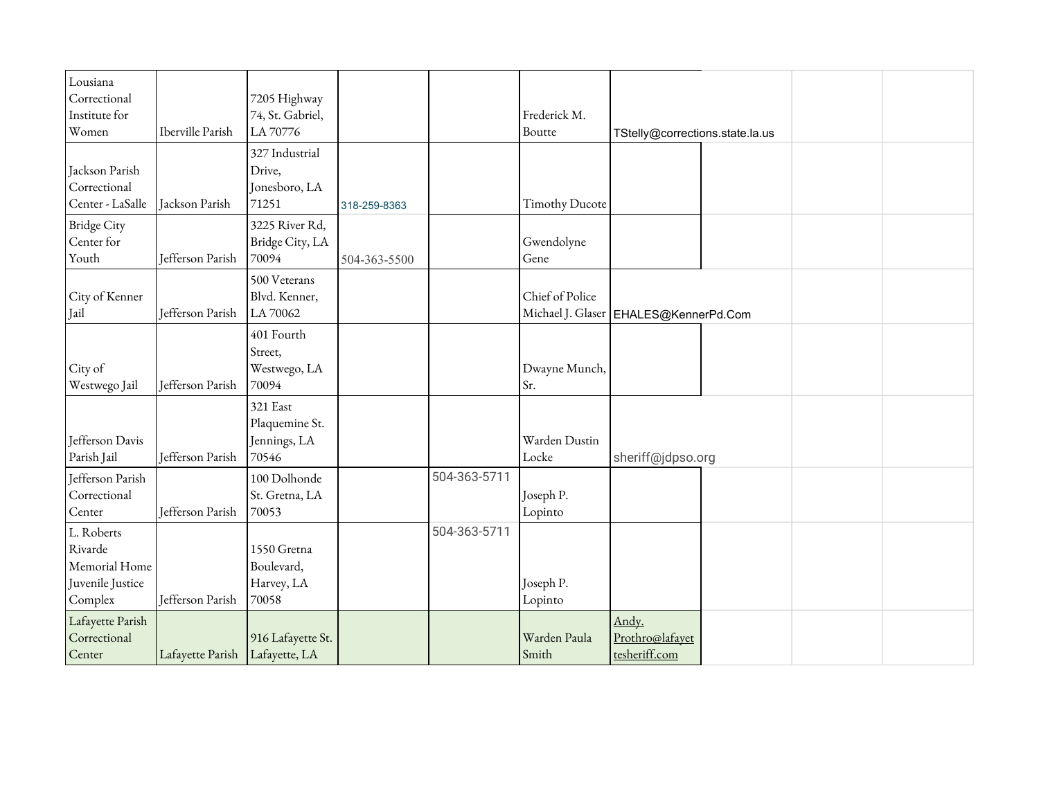| | | | | | | | | | |
|---|---|---|---|---|---|---|---|---|---|
| Lousiana Correctional Institute for Women | Iberville Parish | 7205 Highway 74, St. Gabriel, LA 70776 | | | Frederick M. Boutte | TStelly@corrections.state.la.us | | | |
| Jackson Parish Correctional Center - LaSalle | Jackson Parish | 327 Industrial Drive, Jonesboro, LA 71251 | 318-259-8363 | | Timothy Ducote | | | | |
| Bridge City Center for Youth | Jefferson Parish | 3225 River Rd, Bridge City, LA 70094 | 504-363-5500 | | Gwendolyne Gene | | | | |
| City of Kenner Jail | Jefferson Parish | 500 Veterans Blvd. Kenner, LA 70062 | | | Chief of Police Michael J. Glaser | EHALES@KennerPd.Com | | | |
| City of Westwego Jail | Jefferson Parish | 401 Fourth Street, Westwego, LA 70094 | | | Dwayne Munch, Sr. | | | | |
| Jefferson Davis Parish Jail | Jefferson Parish | 321 East Plaquemine St. Jennings, LA 70546 | | | Warden Dustin Locke | sheriff@jdpso.org | | | |
| Jefferson Parish Correctional Center | Jefferson Parish | 100 Dolhonde St. Gretna, LA 70053 | | 504-363-5711 | Joseph P. Lopinto | | | | |
| L. Roberts Rivarde Memorial Home Juvenile Justice Complex | Jefferson Parish | 1550 Gretna Boulevard, Harvey, LA 70058 | | 504-363-5711 | Joseph P. Lopinto | | | | |
| Lafayette Parish Correctional Center | Lafayette Parish | 916 Lafayette St. Lafayette, LA | | | Warden Paula Smith | Andy.Prothro@lafayettesheriff.com | | | |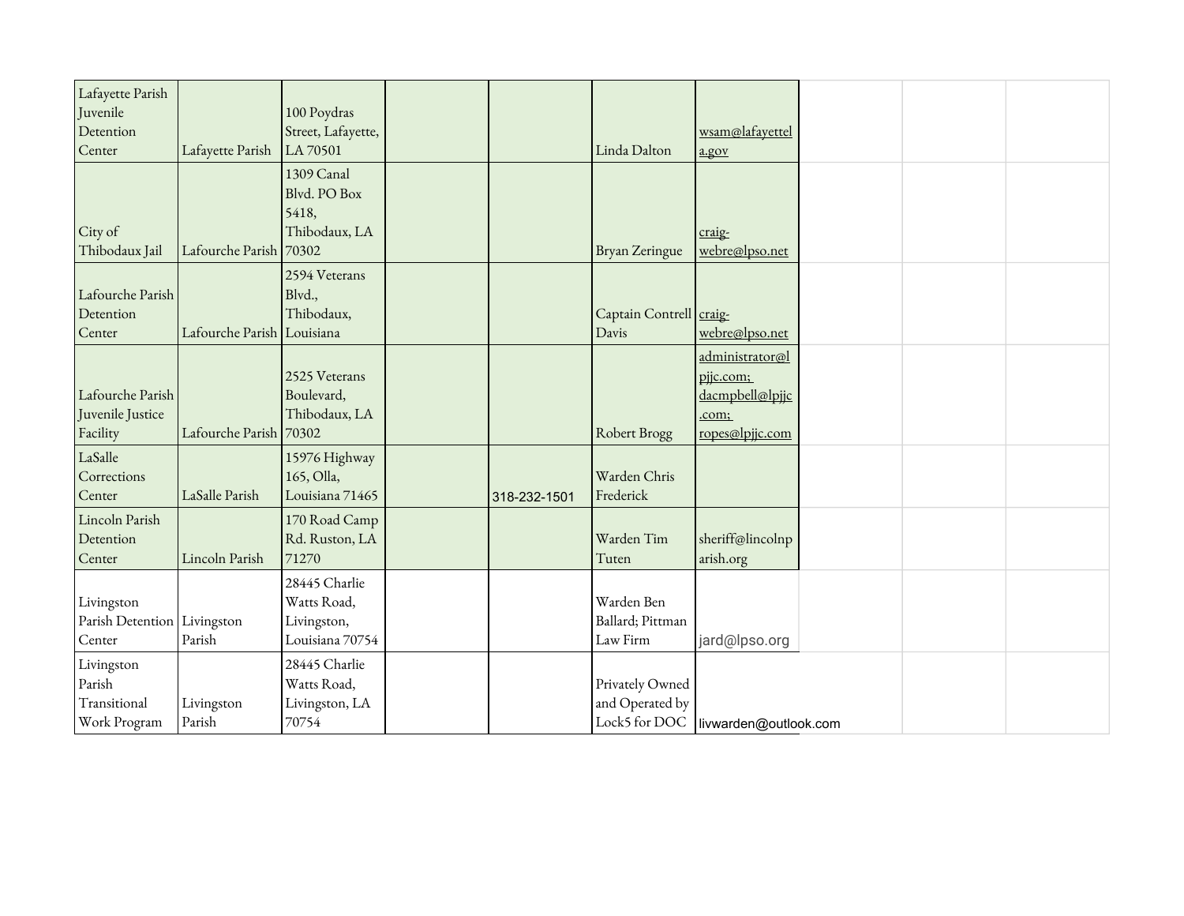| | | | | | | | | | |
|---|---|---|---|---|---|---|---|---|---|
| Lafayette Parish Juvenile Detention Center | Lafayette Parish | 100 Poydras Street, Lafayette, LA 70501 | | | Linda Dalton | wsam@lafayettela.gov | | | |
| City of Thibodaux Jail | Lafourche Parish | 1309 Canal Blvd. PO Box 5418, Thibodaux, LA 70302 | | | Bryan Zeringue | craig-webre@lpso.net | | | |
| Lafourche Parish Detention Center | Lafourche Parish | 2594 Veterans Blvd., Thibodaux, Louisiana | | | Captain Contrell Davis | craig-webre@lpso.net | | | |
| Lafourche Parish Juvenile Justice Facility | Lafourche Parish | 2525 Veterans Boulevard, Thibodaux, LA 70302 | | | Robert Brogg | administrator@lpjjc.com; dacmpbell@lpjjc.com; ropes@lpjjc.com | | | |
| LaSalle Corrections Center | LaSalle Parish | 15976 Highway 165, Olla, Louisiana 71465 | | 318-232-1501 | Warden Chris Frederick | | | | |
| Lincoln Parish Detention Center | Lincoln Parish | 170 Road Camp Rd. Ruston, LA 71270 | | | Warden Tim Tuten | sheriff@lincolnparish.org | | | |
| Livingston Parish Detention Center | Livingston Parish | 28445 Charlie Watts Road, Livingston, Louisiana 70754 | | | Warden Ben Ballard; Pittman Law Firm | jard@lpso.org | | | |
| Livingston Parish Transitional Work Program | Livingston Parish | 28445 Charlie Watts Road, Livingston, LA 70754 | | | Privately Owned and Operated by Lock5 for DOC | livwarden@outlook.com | | | |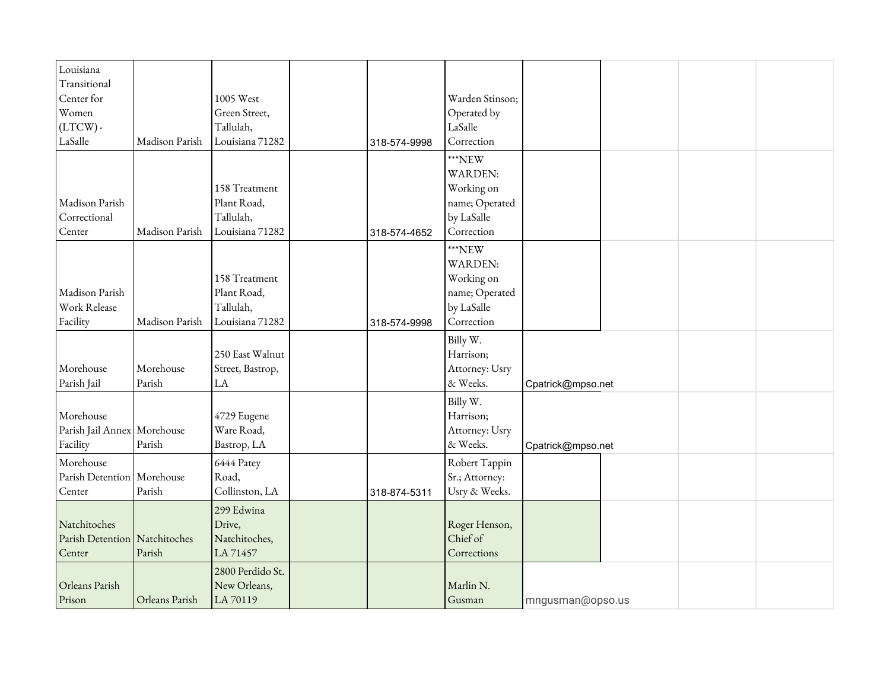| | | | | | | | | | |
|---|---|---|---|---|---|---|---|---|---|
| Louisiana Transitional Center for Women (LTCW) - LaSalle | Madison Parish | 1005 West Green Street, Tallulah, Louisiana 71282 | | 318-574-9998 | Warden Stinson; Operated by LaSalle Correction | | | | |
| Madison Parish Correctional Center | Madison Parish | 158 Treatment Plant Road, Tallulah, Louisiana 71282 | | 318-574-4652 | ***NEW WARDEN: Working on name; Operated by LaSalle Correction | | | | |
| Madison Parish Work Release Facility | Madison Parish | 158 Treatment Plant Road, Tallulah, Louisiana 71282 | | 318-574-9998 | ***NEW WARDEN: Working on name; Operated by LaSalle Correction | | | | |
| Morehouse Parish Jail | Morehouse Parish | 250 East Walnut Street, Bastrop, LA | | | Billy W. Harrison; Attorney: Usry & Weeks. | Cpatrick@mpso.net | | | |
| Morehouse Parish Jail Annex Facility | Morehouse Parish | 4729 Eugene Ware Road, Bastrop, LA | | | Billy W. Harrison; Attorney: Usry & Weeks. | Cpatrick@mpso.net | | | |
| Morehouse Parish Detention Center | Morehouse Parish | 6444 Patey Road, Collinston, LA | | 318-874-5311 | Robert Tappin Sr.; Attorney: Usry & Weeks. | | | | |
| Natchitoches Parish Detention Center | Natchitoches Parish | 299 Edwina Drive, Natchitoches, LA 71457 | | | Roger Henson, Chief of Corrections | | | | |
| Orleans Parish Prison | Orleans Parish | 2800 Perdido St. New Orleans, LA 70119 | | | Marlin N. Gusman | mngusman@opso.us | | | |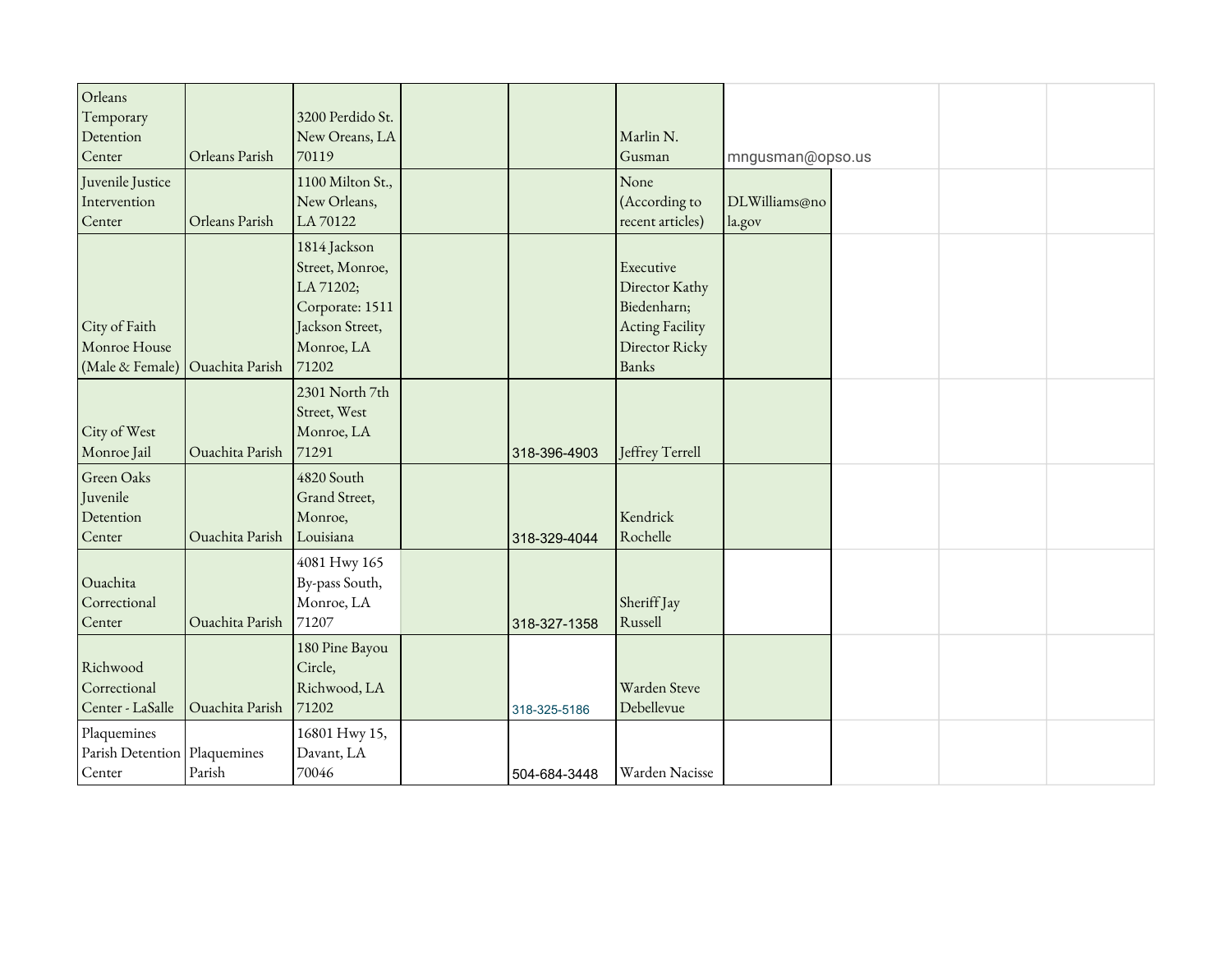| | | | | | | | | |
|---|---|---|---|---|---|---|---|---|
| Orleans Temporary Detention Center | Orleans Parish | 3200 Perdido St. New Oreans, LA 70119 | | | Marlin N. Gusman | mngusman@opso.us | | |
| Juvenile Justice Intervention Center | Orleans Parish | 1100 Milton St., New Orleans, LA 70122 | | | None (According to recent articles) | DLWilliams@nola.gov | | |
| City of Faith Monroe House (Male & Female) | Ouachita Parish | 1814 Jackson Street, Monroe, LA 71202; Corporate: 1511 Jackson Street, Monroe, LA 71202 | | | Executive Director Kathy Biedenharn; Acting Facility Director Ricky Banks | | | |
| City of West Monroe Jail | Ouachita Parish | 2301 North 7th Street, West Monroe, LA 71291 | | 318-396-4903 | Jeffrey Terrell | | | |
| Green Oaks Juvenile Detention Center | Ouachita Parish | 4820 South Grand Street, Monroe, Louisiana | | 318-329-4044 | Kendrick Rochelle | | | |
| Ouachita Correctional Center | Ouachita Parish | 4081 Hwy 165 By-pass South, Monroe, LA 71207 | | 318-327-1358 | Sheriff Jay Russell | | | |
| Richwood Correctional Center - LaSalle | Ouachita Parish | 180 Pine Bayou Circle, Richwood, LA 71202 | | 318-325-5186 | Warden Steve Debellevue | | | |
| Plaquemines Parish Detention Center | Plaquemines Parish | 16801 Hwy 15, Davant, LA 70046 | | 504-684-3448 | Warden Nacisse | | | |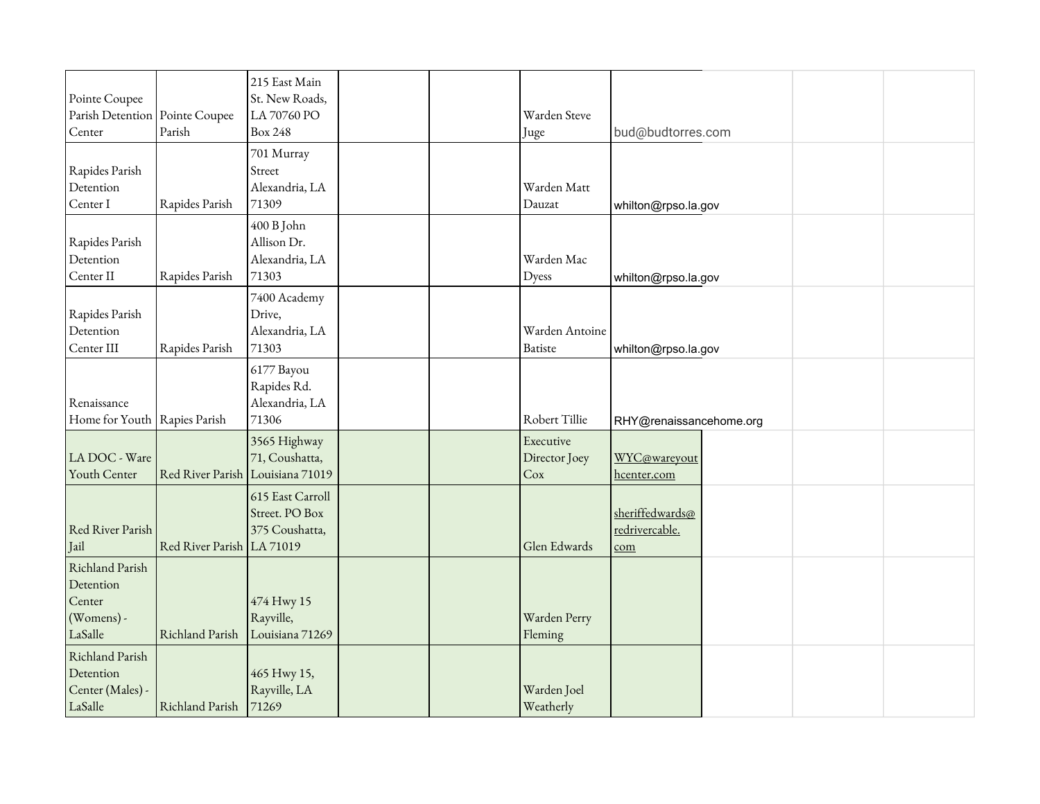| | | | | | | | | | |
|---|---|---|---|---|---|---|---|---|---|
| Pointe Coupee Parish Detention Center | Pointe Coupee Parish | 215 East Main St. New Roads, LA 70760 PO Box 248 | | | Warden Steve Juge | bud@budtorres.com | | | |
| Rapides Parish Detention Center I | Rapides Parish | 701 Murray Street Alexandria, LA 71309 | | | Warden Matt Dauzat | whilton@rpso.la.gov | | | |
| Rapides Parish Detention Center II | Rapides Parish | 400 B John Allison Dr. Alexandria, LA 71303 | | | Warden Mac Dyess | whilton@rpso.la.gov | | | |
| Rapides Parish Detention Center III | Rapides Parish | 7400 Academy Drive, Alexandria, LA 71303 | | | Warden Antoine Batiste | whilton@rpso.la.gov | | | |
| Renaissance Home for Youth | Rapies Parish | 6177 Bayou Rapides Rd. Alexandria, LA 71306 | | | Robert Tillie | RHY@renaissancehome.org | | | |
| LA DOC - Ware Youth Center | Red River Parish | 3565 Highway 71, Coushatta, Louisiana 71019 | | | Executive Director Joey Cox | WYC@wareyouthcenter.com | | | |
| Red River Parish Jail | Red River Parish | 615 East Carroll Street. PO Box 375 Coushatta, LA 71019 | | | Glen Edwards | sheriffedwards@redrivercable.com | | | |
| Richland Parish Detention Center (Womens) - LaSalle | Richland Parish | 474 Hwy 15 Rayville, Louisiana 71269 | | | Warden Perry Fleming | | | | |
| Richland Parish Detention Center (Males) - LaSalle | Richland Parish | 465 Hwy 15, Rayville, LA 71269 | | | Warden Joel Weatherly | | | | |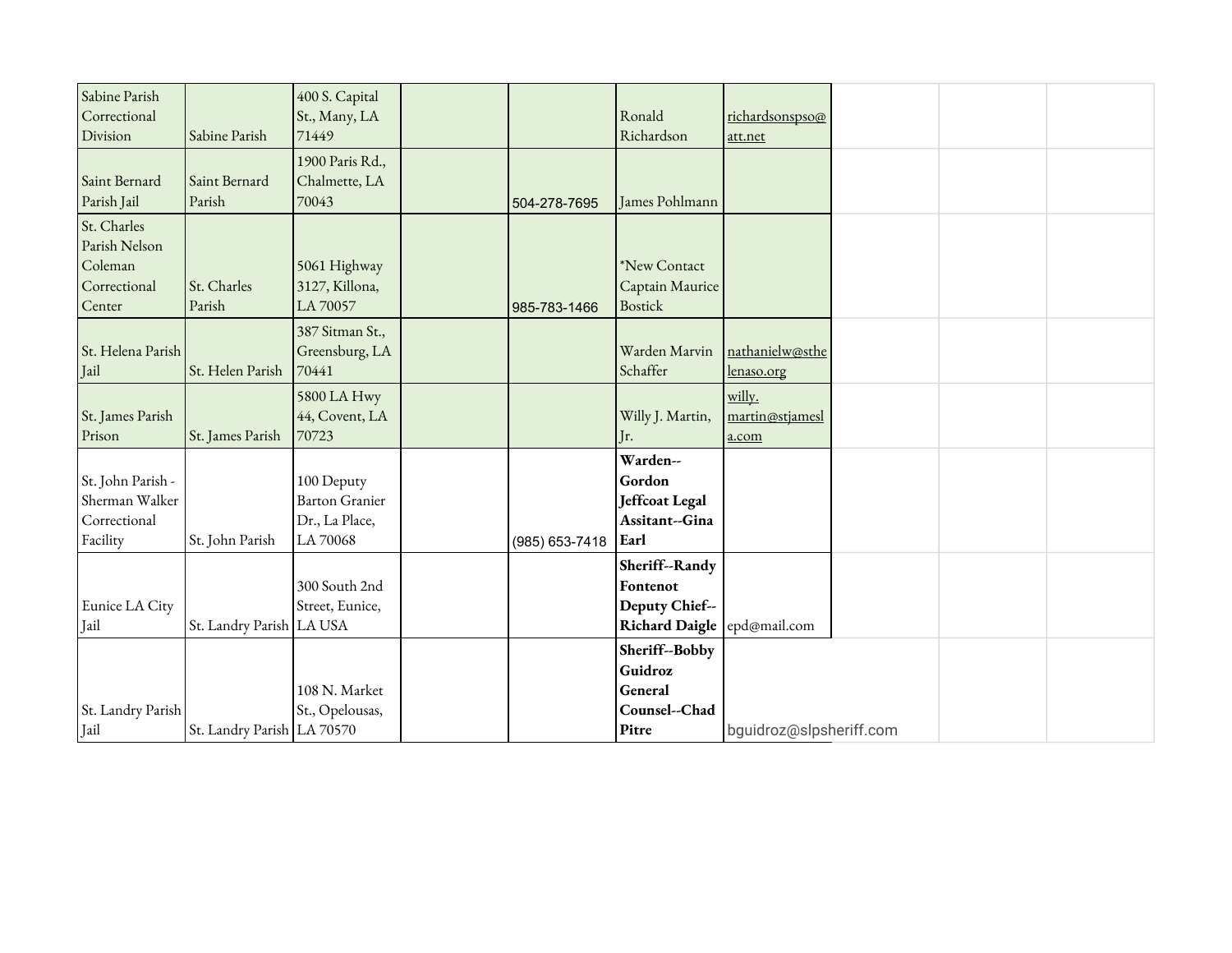| | | | | | | | | | |
|---|---|---|---|---|---|---|---|---|---|
| Sabine Parish Correctional Division | Sabine Parish | 400 S. Capital St., Many, LA 71449 | | | Ronald Richardson | richardsonspso@att.net | | | |
| Saint Bernard Parish Jail | Saint Bernard Parish | 1900 Paris Rd., Chalmette, LA 70043 | | 504-278-7695 | James Pohlmann | | | | |
| St. Charles Parish Nelson Coleman Correctional Center | St. Charles Parish | 5061 Highway 3127, Killona, LA 70057 | | 985-783-1466 | *New Contact Captain Maurice Bostick | | | | |
| St. Helena Parish Jail | St. Helen Parish | 387 Sitman St., Greensburg, LA 70441 | | | Warden Marvin Schaffer | nathanielw@sthelenaso.org | | | |
| St. James Parish Prison | St. James Parish | 5800 LA Hwy 44, Covent, LA 70723 | | | Willy J. Martin, Jr. | willy.martin@stjamesla.com | | | |
| St. John Parish - Sherman Walker Correctional Facility | St. John Parish | 100 Deputy Barton Granier Dr., La Place, LA 70068 | | (985) 653-7418 | **Warden--Gordon Jeffcoat Legal Assitant--Gina Earl** | | | | |
| Eunice LA City Jail | St. Landry Parish | 300 South 2nd Street, Eunice, LA USA | | | **Sheriff--Randy Fontenot Deputy Chief--Richard Daigle** | epd@mail.com | | | |
| St. Landry Parish Jail | St. Landry Parish | 108 N. Market St., Opelousas, LA 70570 | | | **Sheriff--Bobby Guidroz General Counsel--Chad Pitre** | bguidroz@slpsheriff.com | | | |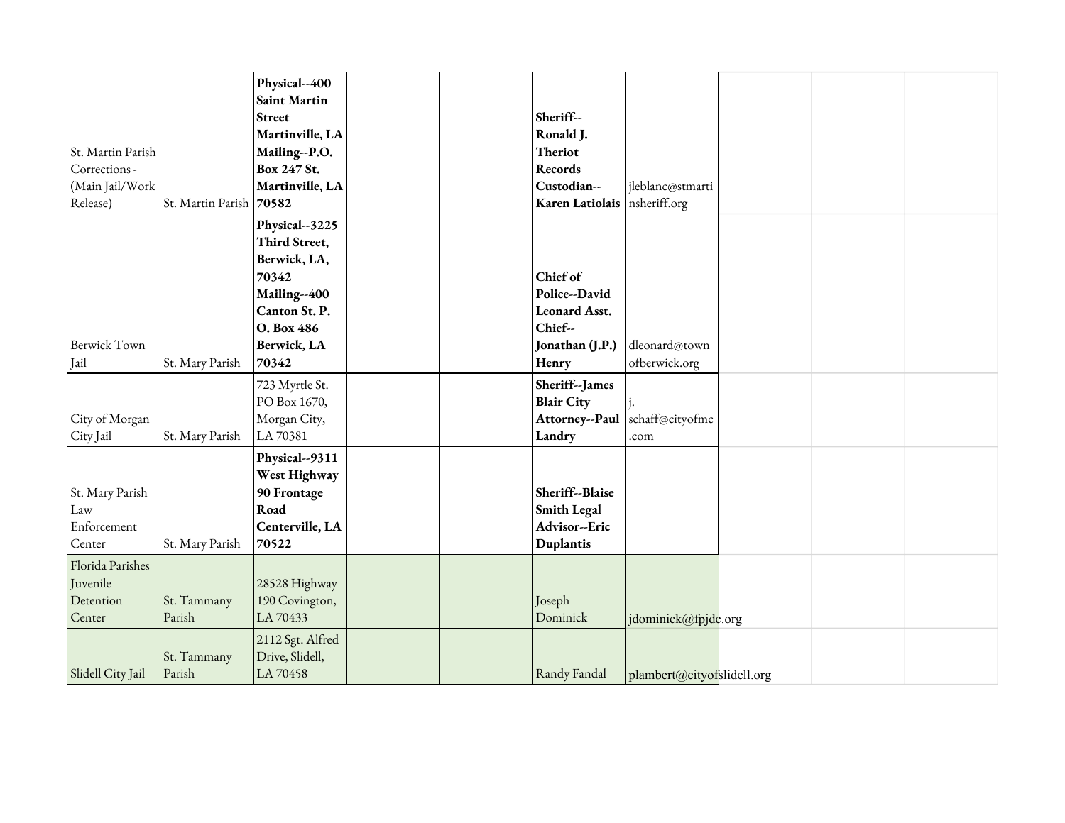| | | | | | | | | | |
|---|---|---|---|---|---|---|---|---|---|
| St. Martin Parish Corrections - (Main Jail/Work Release) | St. Martin Parish | **Physical--400 Saint Martin Street Martinville, LA Mailing--P.O. Box 247 St. Martinville, LA 70582** | | | **Sheriff-- Ronald J. Theriot Records Custodian-- Karen Latiolais** | jleblanc@stmartinsheriff.org | | | |
| Berwick Town Jail | St. Mary Parish | **Physical--3225 Third Street, Berwick, LA, 70342 Mailing--400 Canton St. P. O. Box 486 Berwick, LA 70342** | | | **Chief of Police--David Leonard Asst. Chief-- Jonathan (J.P.) Henry** | dleonard@townofberwick.org | | | |
| City of Morgan City Jail | St. Mary Parish | 723 Myrtle St. PO Box 1670, Morgan City, LA 70381 | | | **Sheriff--James Blair City Attorney--Paul Landry** | j.schaff@cityofmc.com | | | |
| St. Mary Parish Law Enforcement Center | St. Mary Parish | **Physical--9311 West Highway 90 Frontage Road Centerville, LA 70522** | | | **Sheriff--Blaise Smith Legal Advisor--Eric Duplantis** | | | | |
| Florida Parishes Juvenile Detention Center | St. Tammany Parish | 28528 Highway 190 Covington, LA 70433 | | | Joseph Dominick | jdominick@fpjdc.org | | | |
| Slidell City Jail | St. Tammany Parish | 2112 Sgt. Alfred Drive, Slidell, LA 70458 | | | Randy Fandal | plambert@cityofslidell.org | | | |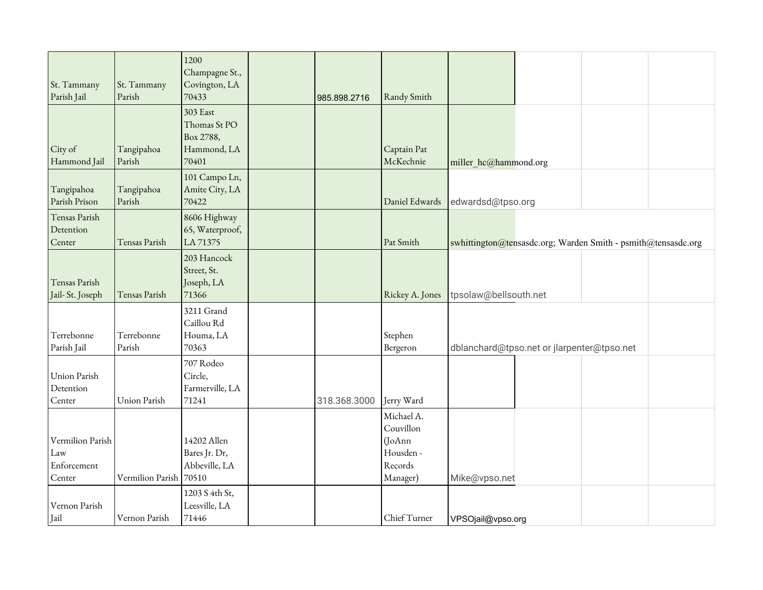| | | | | | | | | | |
|---|---|---|---|---|---|---|---|---|---|
| St. Tammany Parish Jail | St. Tammany Parish | 1200 Champagne St., Covington, LA 70433 | | 985.898.2716 | Randy Smith | | | | |
| City of Hammond Jail | Tangipahoa Parish | 303 East Thomas St PO Box 2788, Hammond, LA 70401 | | | Captain Pat McKechnie | miller_hc@hammond.org | | | |
| Tangipahoa Parish Prison | Tangipahoa Parish | 101 Campo Ln, Amite City, LA 70422 | | | Daniel Edwards | edwardsd@tpso.org | | | |
| Tensas Parish Detention Center | Tensas Parish | 8606 Highway 65, Waterproof, LA 71375 | | | Pat Smith | swhittington@tensasdc.org; Warden Smith - psmith@tensasdc.org | | | |
| Tensas Parish Jail- St. Joseph | Tensas Parish | 203 Hancock Street, St. Joseph, LA 71366 | | | Rickey A. Jones | tpsolaw@bellsouth.net | | | |
| Terrebonne Parish Jail | Terrebonne Parish | 3211 Grand Caillou Rd Houma, LA 70363 | | | Stephen Bergeron | dblanchard@tpso.net or jlarpenter@tpso.net | | | |
| Union Parish Detention Center | Union Parish | 707 Rodeo Circle, Farmerville, LA 71241 | | 318.368.3000 | Jerry Ward | | | | |
| Vermilion Parish Law Enforcement Center | Vermilion Parish | 14202 Allen Bares Jr. Dr, Abbeville, LA 70510 | | | Michael A. Couvillon (JoAnn Housden - Records Manager) | Mike@vpso.net | | | |
| Vernon Parish Jail | Vernon Parish | 1203 S 4th St, Leesville, LA 71446 | | | Chief Turner | VPSOjail@vpso.org | | | |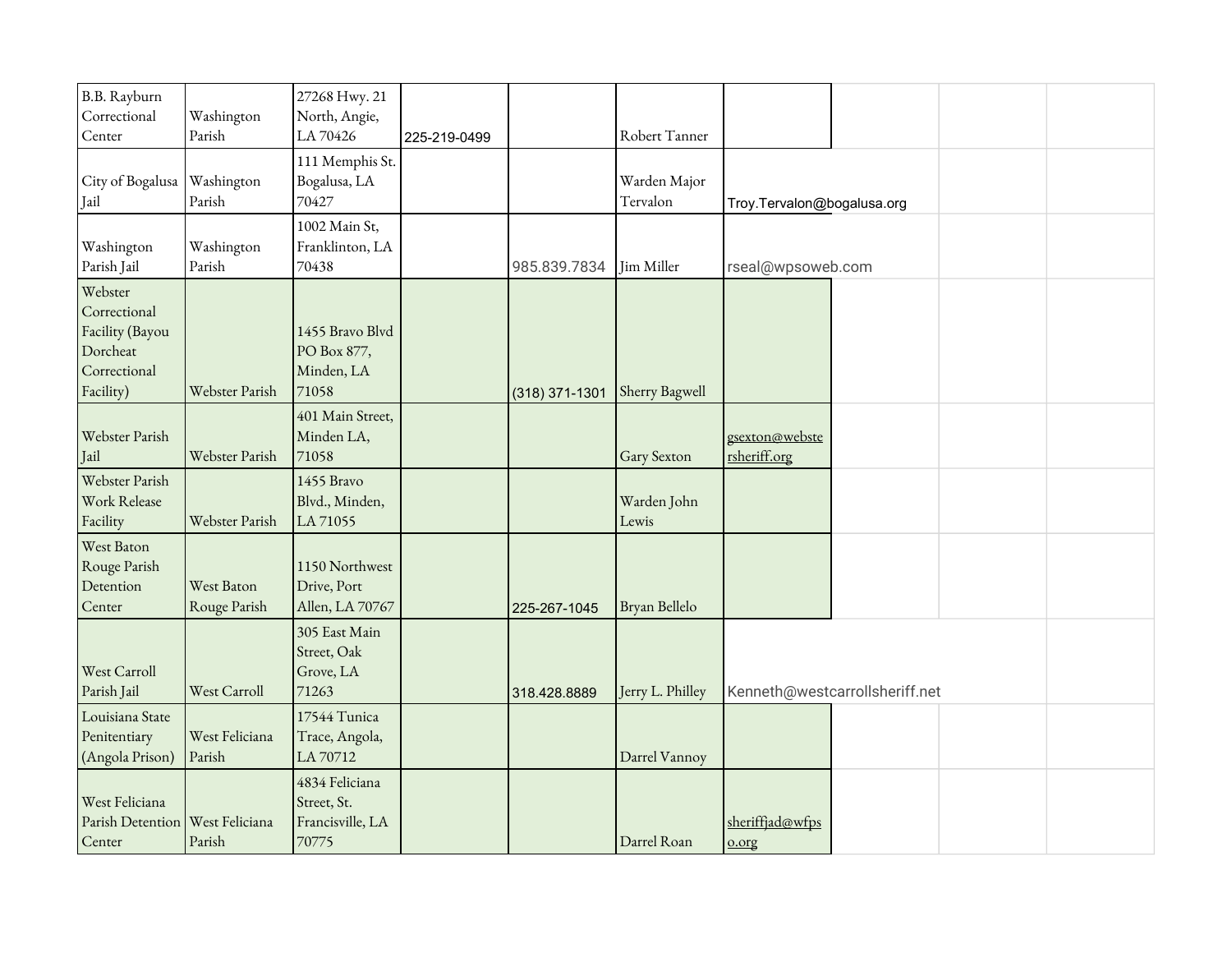| | | | | | | | | | |
|---|---|---|---|---|---|---|---|---|---|
| B.B. Rayburn Correctional Center | Washington Parish | 27268 Hwy. 21 North, Angie, LA 70426 | 225-219-0499 | | Robert Tanner | | | | |
| City of Bogalusa Jail | Washington Parish | 111 Memphis St. Bogalusa, LA 70427 | | | Warden Major Tervalon | Troy.Tervalon@bogalusa.org | | | |
| Washington Parish Jail | Washington Parish | 1002 Main St, Franklinton, LA 70438 | | 985.839.7834 | Jim Miller | rseal@wpsoweb.com | | | |
| Webster Correctional Facility (Bayou Dorcheat Correctional Facility) | Webster Parish | 1455 Bravo Blvd PO Box 877, Minden, LA 71058 | | (318) 371-1301 | Sherry Bagwell | | | | |
| Webster Parish Jail | Webster Parish | 401 Main Street, Minden LA, 71058 | | | Gary Sexton | gsexton@webstersheriff.org | | | |
| Webster Parish Work Release Facility | Webster Parish | 1455 Bravo Blvd., Minden, LA 71055 | | | Warden John Lewis | | | | |
| West Baton Rouge Parish Detention Center | West Baton Rouge Parish | 1150 Northwest Drive, Port Allen, LA 70767 | | 225-267-1045 | Bryan Bellelo | | | | |
| West Carroll Parish Jail | West Carroll | 305 East Main Street, Oak Grove, LA 71263 | | 318.428.8889 | Jerry L. Philley | Kenneth@westcarrollsheriff.net | | | |
| Louisiana State Penitentiary (Angola Prison) | West Feliciana Parish | 17544 Tunica Trace, Angola, LA 70712 | | | Darrel Vannoy | | | | |
| West Feliciana Parish Detention Center | West Feliciana Parish | 4834 Feliciana Street, St. Francisville, LA 70775 | | | Darrel Roan | sheriffjad@wfpso.org | | | |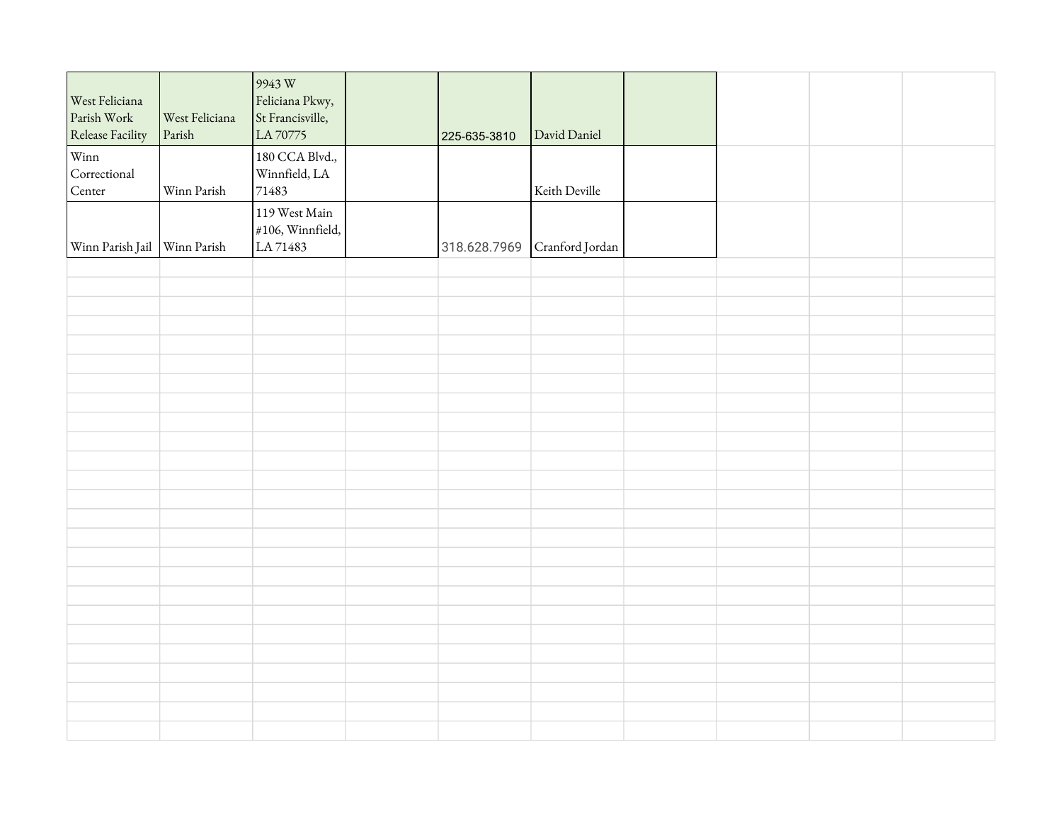| | | | | | | |
|---|---|---|---|---|---|---|
| West Feliciana Parish Work Release Facility | West Feliciana Parish | 9943 W Feliciana Pkwy, St Francisville, LA 70775 | | 225-635-3810 | David Daniel | |
| Winn Correctional Center | Winn Parish | 180 CCA Blvd., Winnfield, LA 71483 | | | Keith Deville | |
| Winn Parish Jail | Winn Parish | 119 West Main #106, Winnfield, LA 71483 | | 318.628.7969 | Cranford Jordan | |